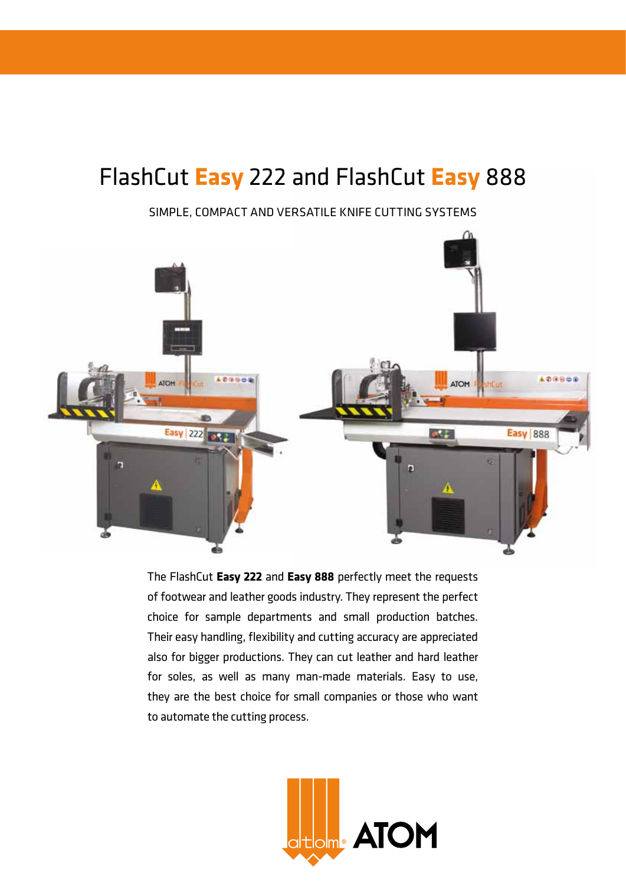# FlashCut **Easy** 222 and FlashCut **Easy** 888

SIMPLE, COMPACT AND VERSATILE KNIFE CUTTING SYSTEMS

The FlashCut **Easy 222** and **Easy 888** perfectly meet the requests of footwear and leather goods industry. They represent the perfect choice for sample departments and small production batches. Their easy handling, flexibility and cutting accuracy are appreciated also for bigger productions. They can cut leather and hard leather for soles, as well as many man-made materials. Easy to use, they are the best choice for small companies or those who want to automate the cutting process.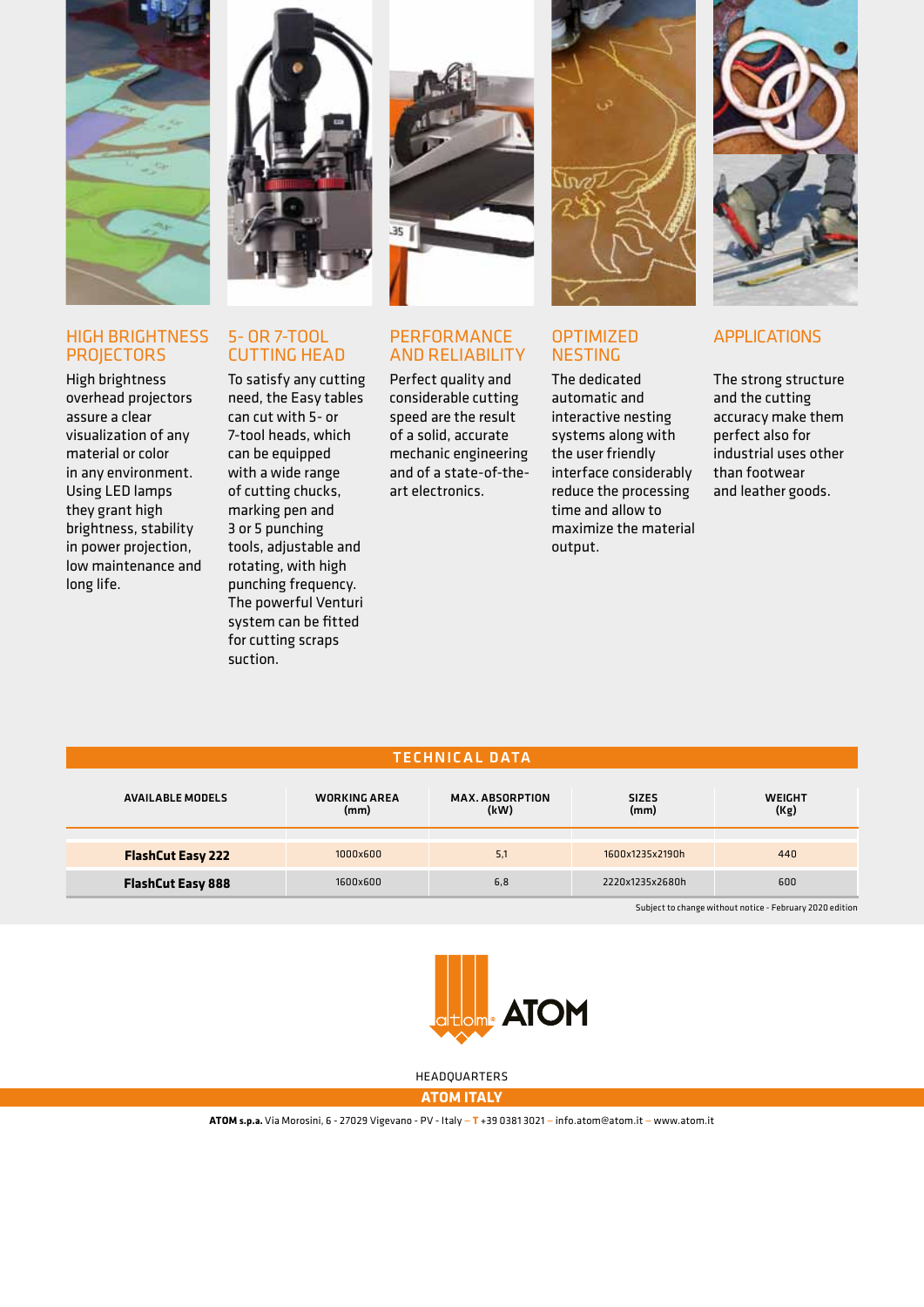## HIGH BRIGHTNESS PROJECTORS

High brightness overhead projectors assure a clear visualization of any material or color in any environment. Using LED lamps they grant high brightness, stability in power projection, low maintenance and long life.

## 5- OR 7-TOOL CUTTING HEAD

To satisfy any cutting need, the Easy tables can cut with 5- or 7-tool heads, which can be equipped with a wide range of cutting chucks, marking pen and 3 or 5 punching tools, adjustable and rotating, with high punching frequency. The powerful Venturi system can be fitted for cutting scraps suction.

## PERFORMANCE AND RELIABILITY

Perfect quality and considerable cutting speed are the result of a solid, accurate mechanic engineering and of a state-of-the-art electronics.

## OPTIMIZED NESTING

The dedicated automatic and interactive nesting systems along with the user friendly interface considerably reduce the processing time and allow to maximize the material output.

## APPLICATIONS

The strong structure and the cutting accuracy make them perfect also for industrial uses other than footwear and leather goods.

## TECHNICAL DATA

| AVAILABLE MODELS | WORKING AREA (mm) | MAX. ABSORPTION (kW) | SIZES (mm) | WEIGHT (Kg) |
|---|---|---|---|---|
| **FlashCut Easy 222** | 1000x600 | 5,1 | 1600x1235x2190h | 440 |
| **FlashCut Easy 888** | 1600x600 | 6,8 | 2220x1235x2680h | 600 |

Subject to change without notice - February 2020 edition

atom ATOM

HEADQUARTERS

**ATOM ITALY**

**ATOM s.p.a.** Via Morosini, 6 - 27029 Vigevano - PV - Italy – **T** +39 0381 3021 – info.atom@atom.it – www.atom.it